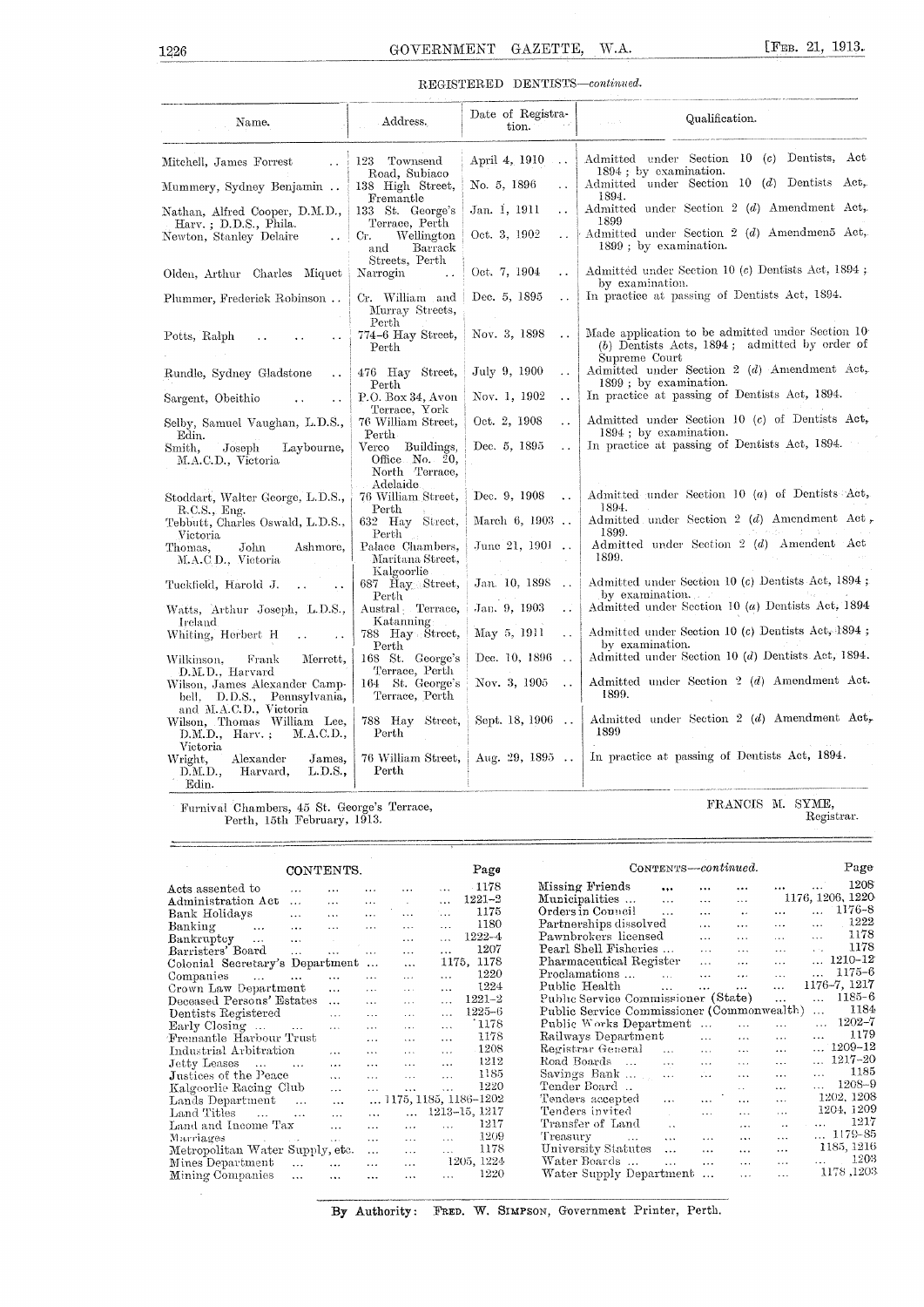REGISTERED DENTISTS—*continued.*

| Name. | Address. | Date of Registration. | Qualification. |
|---|---|---|---|
| Mitchell, James Forrest | 123 Townsend Road, Subiaco | April 4, 1910 | Admitted under Section 10 (*c*) Dentists, Act 1894; by examination. |
| Mummery, Sydney Benjamin | 138 High Street, Fremantle | No. 5, 1896 | Admitted under Section 10 (*d*) Dentists Act, 1894. |
| Nathan, Alfred Cooper, D.M.D., Harv.; D.D.S., Phila. | 133 St. George's Terrace, Perth | Jan. 1, 1911 | Admitted under Section 2 (*d*) Amendment Act, 1899 |
| Newton, Stanley Delaire | Cr. Wellington and Barrack Streets, Perth | Oct. 3, 1902 | Admitted under Section 2 (*d*) Amendmen5 Act, 1899; by examination. |
| Olden, Arthur Charles Miquet | Narrogin | Oct. 7, 1904 | Admitted under Section 10 (*c*) Dentists Act, 1894; by examination. |
| Plummer, Frederick Robinson | Cr. William and Murray Streets, Perth | Dec. 5, 1895 | In practice at passing of Dentists Act, 1894. |
| Potts, Ralph | 774-6 Hay Street, Perth | Nov. 3, 1898 | Made application to be admitted under Section 10 (*b*) Dentists Acts, 1894; admitted by order of Supreme Court |
| Rundle, Sydney Gladstone | 476 Hay Street, Perth | July 9, 1900 | Admitted under Section 2 (*d*) Amendment Act, 1899; by examination. |
| Sargent, Obeithio | P.O. Box 34, Avon Terrace, York | Nov. 1, 1902 | In practice at passing of Dentists Act, 1894. |
| Selby, Samuel Vaughan, L.D.S., Edin. | 76 William Street, Perth | Oct. 2, 1908 | Admitted under Section 10 (*c*) of Dentists Act, 1894; by examination. |
| Smith, Joseph Laybourne, M.A.C.D., Victoria | Verco Buildings, Office No. 20, North Terrace, Adelaide | Dec. 5, 1895 | In practice at passing of Dentists Act, 1894. |
| Stoddart, Walter George, L.D.S., R.C.S., Eng. | 76 William Street, Perth | Dec. 9, 1908 | Admitted under Section 10 (*a*) of Dentists Act, 1894. |
| Tebbutt, Charles Oswald, L.D.S., Victoria | 632 Hay Street, Perth | March 6, 1903 | Admitted under Section 2 (*d*) Amendment Act, 1899. |
| Thomas, John Ashmore, M.A.C.D., Victoria | Palace Chambers, Maritana Street, Kalgoorlie | June 21, 1901 | Admitted under Section 2 (*d*) Amendment Act 1899. |
| Tuckfield, Harold J. | 687 Hay Street, Perth | Jan. 10, 1898 | Admitted under Section 10 (*c*) Dentists Act, 1894; by examination. |
| Watts, Arthur Joseph, L.D.S., Ireland | Austral Terrace, Katanning | Jan. 9, 1903 | Admitted under Section 10 (*a*) Dentists Act, 1894 |
| Whiting, Herbert H | 788 Hay Street, Perth | May 5, 1911 | Admitted under Section 10 (*c*) Dentists Act, 1894; by examination. |
| Wilkinson, Frank Merrett, D.M.D., Harvard | 168 St. George's Terrace, Perth | Dec. 10, 1896 | Admitted under Section 10 (*d*) Dentists Act, 1894. |
| Wilson, James Alexander Campbell, D.D.S., Pennsylvania, and M.A.C.D., Victoria | 164 St. George's Terrace, Perth | Nov. 3, 1905 | Admitted under Section 2 (*d*) Amendment Act. 1899. |
| Wilson, Thomas William Lee, D.M.D., Harv.; M.A.C.D., Victoria | 788 Hay Street, Perth | Sept. 18, 1906 | Admitted under Section 2 (*d*) Amendment Act, 1899 |
| Wright, Alexander James, D.M.D., Harvard, L.D.S., Edin. | 76 William Street, Perth | Aug. 29, 1895 | In practice at passing of Dentists Act, 1894. |

Furnival Chambers, 45 St. George's Terrace,
Perth, 15th February, 1913.

FRANCIS M. SYME,
Registrar.

## CONTENTS.

| | Page |
|---|---|
| Acts assented to | 1178 |
| Administration Act | 1221-2 |
| Bank Holidays | 1175 |
| Banking | 1180 |
| Bankruptcy | 1222-4 |
| Barristers' Board | 1207 |
| Colonial Secretary's Department | 1175, 1178 |
| Companies | 1220 |
| Crown Law Department | 1224 |
| Deceased Persons' Estates | 1221-2 |
| Dentists Registered | 1225-6 |
| Early Closing | 1178 |
| Fremantle Harbour Trust | 1178 |
| Industrial Arbitration | 1208 |
| Jetty Leases | 1212 |
| Justices of the Peace | 1185 |
| Kalgoorlie Racing Club | 1220 |
| Lands Department | 1175, 1185, 1186-1202 |
| Land Titles | 1213-15, 1217 |
| Land and Income Tax | 1217 |
| Marriages | 1209 |
| Metropolitan Water Supply, etc. | 1178 |
| Mines Department | 1205, 1224 |
| Mining Companies | 1220 |
| Missing Friends | 1208 |
| Municipalities | 1176, 1206, 1220 |
| Orders in Council | 1176-8 |
| Partnerships dissolved | 1222 |
| Pawnbrokers licensed | 1178 |
| Pearl Shell Fisheries | 1178 |
| Pharmaceutical Register | 1210-12 |
| Proclamations | 1175-6 |
| Public Health | 1176-7, 1217 |
| Public Service Commissioner (State) | 1185-6 |
| Public Service Commissioner (Commonwealth) | 1184 |
| Public Works Department | 1202-7 |
| Railways Department | 1179 |
| Registrar General | 1209-12 |
| Road Boards | 1217-20 |
| Savings Bank | 1185 |
| Tender Board | 1208-9 |
| Tenders accepted | 1202, 1208 |
| Tenders invited | 1204, 1209 |
| Transfer of Land | 1217 |
| Treasury | 1179-85 |
| University Statutes | 1185, 1216 |
| Water Boards | 1203 |
| Water Supply Department | 1178, 1203 |

By Authority: FRED. W. SIMPSON, Government Printer, Perth.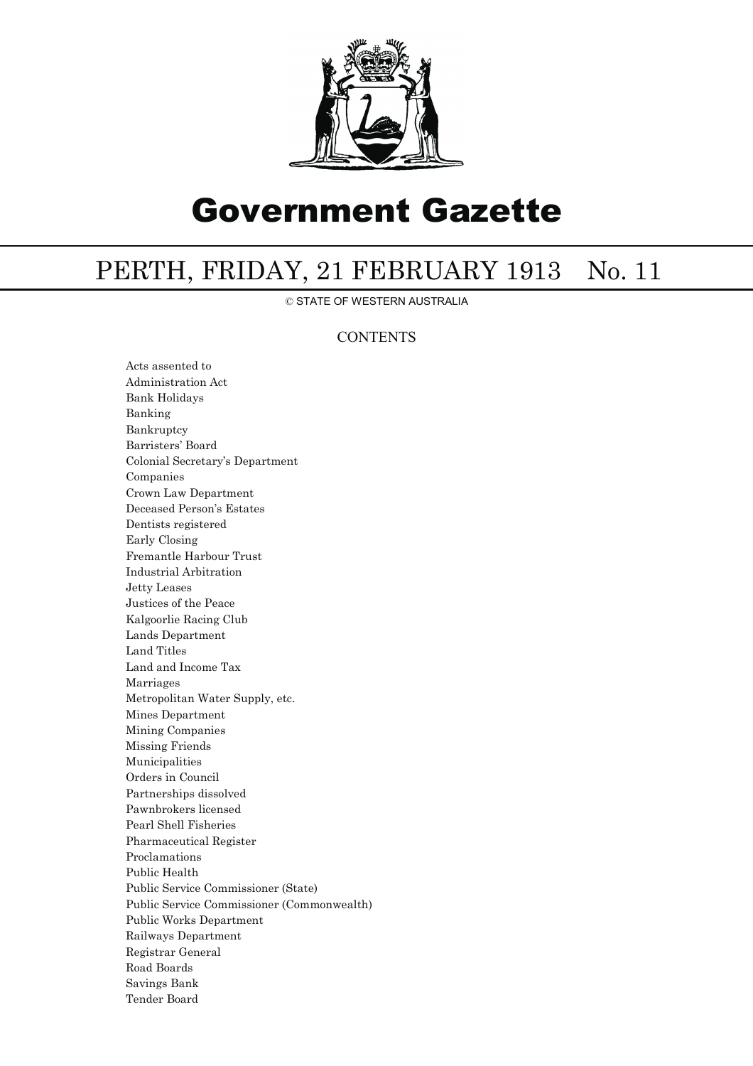# Government Gazette

## PERTH, FRIDAY, 21 FEBRUARY 1913 No. 11

© STATE OF WESTERN AUSTRALIA

### CONTENTS

Acts assented to
Administration Act
Bank Holidays
Banking
Bankruptcy
Barristers' Board
Colonial Secretary's Department
Companies
Crown Law Department
Deceased Person's Estates
Dentists registered
Early Closing
Fremantle Harbour Trust
Industrial Arbitration
Jetty Leases
Justices of the Peace
Kalgoorlie Racing Club
Lands Department
Land Titles
Land and Income Tax
Marriages
Metropolitan Water Supply, etc.
Mines Department
Mining Companies
Missing Friends
Municipalities
Orders in Council
Partnerships dissolved
Pawnbrokers licensed
Pearl Shell Fisheries
Pharmaceutical Register
Proclamations
Public Health
Public Service Commissioner (State)
Public Service Commissioner (Commonwealth)
Public Works Department
Railways Department
Registrar General
Road Boards
Savings Bank
Tender Board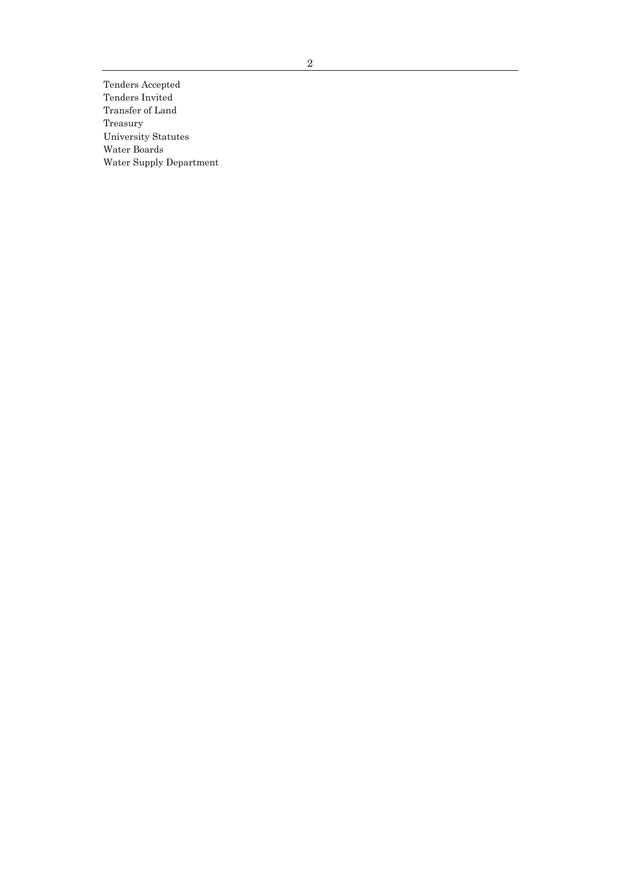Tenders Accepted
Tenders Invited
Transfer of Land
Treasury
University Statutes
Water Boards
Water Supply Department